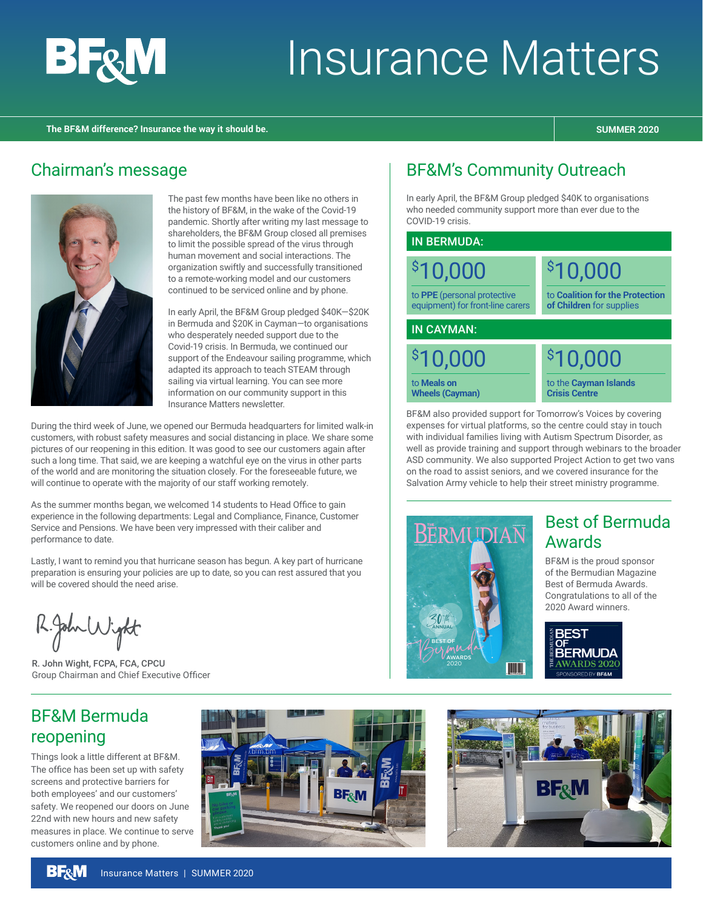# BF&M Insurance Matters

**The BF&M difference? Insurance the way it should be.**

**SUMMER 2020**

## Chairman's message

The past few months have been like no others in the history of BF&M, in the wake of the Covid-19 pandemic. Shortly after writing my last message to shareholders, the BF&M Group closed all premises to limit the possible spread of the virus through human movement and social interactions. The organization swiftly and successfully transitioned to a remote-working model and our customers continued to be serviced online and by phone.

In early April, the BF&M Group pledged $40K—$20K in Bermuda and $20K in Cayman—to organisations who desperately needed support due to the Covid-19 crisis. In Bermuda, we continued our support of the Endeavour sailing programme, which adapted its approach to teach STEAM through sailing via virtual learning. You can see more information on our community support in this Insurance Matters newsletter.

During the third week of June, we opened our Bermuda headquarters for limited walk-in customers, with robust safety measures and social distancing in place. We share some pictures of our reopening in this edition. It was good to see our customers again after such a long time. That said, we are keeping a watchful eye on the virus in other parts of the world and are monitoring the situation closely. For the foreseeable future, we will continue to operate with the majority of our staff working remotely.

As the summer months began, we welcomed 14 students to Head Office to gain experience in the following departments: Legal and Compliance, Finance, Customer Service and Pensions. We have been very impressed with their caliber and performance to date.

Lastly, I want to remind you that hurricane season has begun. A key part of hurricane preparation is ensuring your policies are up to date, so you can rest assured that you will be covered should the need arise.

R. John Wight, FCPA, FCA, CPCU
Group Chairman and Chief Executive Officer

## BF&M's Community Outreach

In early April, the BF&M Group pledged $40K to organisations who needed community support more than ever due to the COVID-19 crisis.

**IN BERMUDA:**

- **$10,000** to **PPE** (personal protective equipment) for front-line carers
- **$10,000** to **Coalition for the Protection of Children** for supplies

**IN CAYMAN:**

- **$10,000** to **Meals on Wheels (Cayman)**
- **$10,000** to the **Cayman Islands Crisis Centre**

BF&M also provided support for Tomorrow's Voices by covering expenses for virtual platforms, so the centre could stay in touch with individual families living with Autism Spectrum Disorder, as well as provide training and support through webinars to the broader ASD community. We also supported Project Action to get two vans on the road to assist seniors, and we covered insurance for the Salvation Army vehicle to help their street ministry programme.

## Best of Bermuda Awards

BF&M is the proud sponsor of the Bermudian Magazine Best of Bermuda Awards. Congratulations to all of the 2020 Award winners.

## BF&M Bermuda reopening

Things look a little different at BF&M. The office has been set up with safety screens and protective barriers for both employees' and our customers' safety. We reopened our doors on June 22nd with new hours and new safety measures in place. We continue to serve customers online and by phone.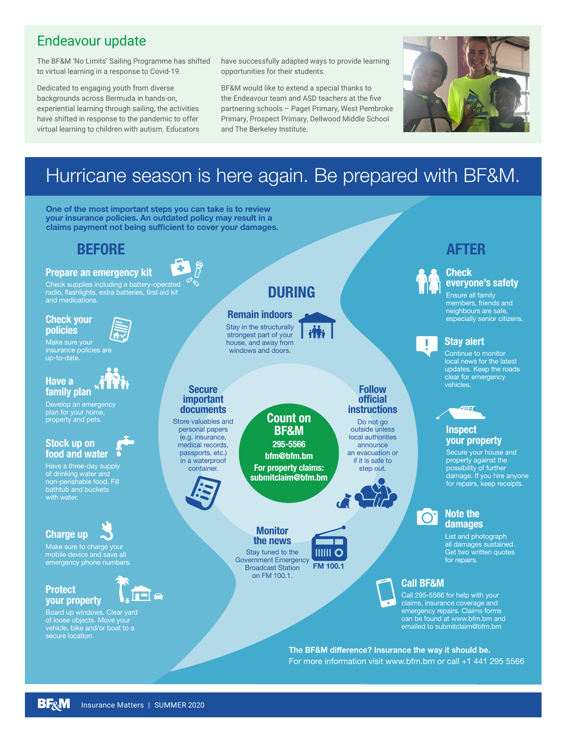## Endeavour update

The BF&M 'No Limits' Sailing Programme has shifted to virtual learning in a response to Covid-19.

Dedicated to engaging youth from diverse backgrounds across Bermuda in hands-on, experiential learning through sailing, the activities have shifted in response to the pandemic to offer virtual learning to children with autism. Educators have successfully adapted ways to provide learning opportunities for their students.

BF&M would like to extend a special thanks to the Endeavour team and ASD teachers at the five partnering schools – Paget Primary, West Pembroke Primary, Prospect Primary, Dellwood Middle School and The Berkeley Institute.

# Hurricane season is here again. Be prepared with BF&M.

**One of the most important steps you can take is to review your insurance policies. An outdated policy may result in a claims payment not being sufficient to cover your damages.**

## BEFORE

### Prepare an emergency kit

Check supplies including a battery-operated radio, flashlights, extra batteries, first aid kit and medications.

### Check your policies

Make sure your insurance policies are up-to-date.

### Have a family plan

Develop an emergency plan for your home, property and pets.

### Stock up on food and water

Have a three-day supply of drinking water and non-perishable food. Fill bathtub and buckets with water.

### Charge up

Make sure to charge your mobile device and save all emergency phone numbers.

### Protect your property

Board up windows. Clear yard of loose objects. Move your vehicle, bike and/or boat to a secure location.

## DURING

### Remain indoors

Stay in the structurally strongest part of your house, and away from windows and doors.

### Secure important documents

Store valuables and personal papers (e.g. insurance, medical records, passports, etc.) in a waterproof container.

### Follow official instructions

Do not go outside unless local authorities announce an evacuation or if it is safe to step out.

### Monitor the news

Stay tuned to the Government Emergency Broadcast Station on FM 100.1.

FM 100.1

**Count on BF&M**
**295-5566**
**bfm@bfm.bm**
**For property claims: submitclaim@bfm.bm**

## AFTER

### Check everyone's safety

Ensure all family members, friends and neighbours are safe, especially senior citizens.

### Stay alert

Continue to monitor local news for the latest updates. Keep the roads clear for emergency vehicles.

### Inspect your property

Secure your house and property against the possibility of further damage. If you hire anyone for repairs, keep receipts.

### Note the damages

List and photograph all damages sustained. Get two written quotes for repairs.

### Call BF&M

Call 295-5566 for help with your claims, insurance coverage and emergency repairs. Claims forms can be found at www.bfm.bm and emailed to submitclaim@bfm.bm

**The BF&M difference? Insurance the way it should be.**
For more information visit www.bfm.bm or call +1 441 295 5566